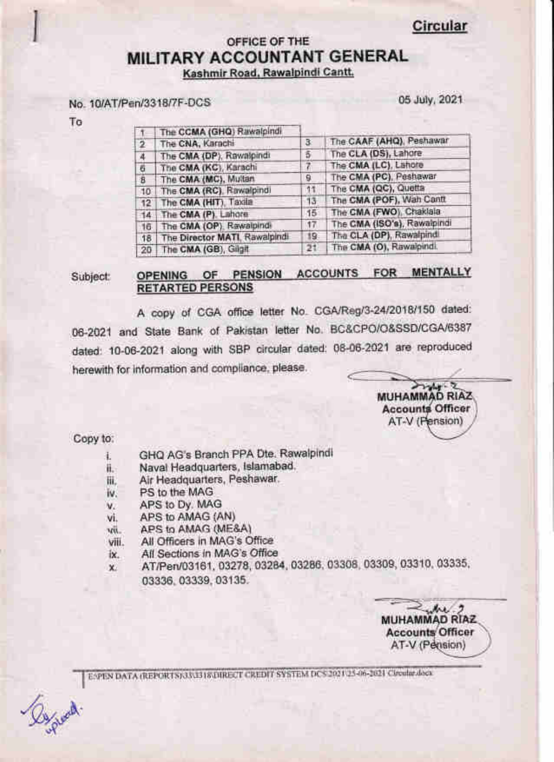**Circular**

# OFFICE OF THE
# MILITARY ACCOUNTANT GENERAL
**Kashmir Road, Rawalpindi Cantt.**

No. 10/AT/Pen/3318/7F-DCS

05 July, 2021

To

| | | | |
|---|---|---|---|
| 1 | The **CCMA (GHQ)** Rawalpindi | | |
| 2 | The **CNA**, Karachi | 3 | The **CAAF (AHQ)**, Peshawar |
| 4 | The **CMA (DP)**, Rawalpindi | 5 | The **CLA (DS)**, Lahore |
| 6 | The **CMA (KC)**, Karachi | 7 | The **CMA (LC)**, Lahore |
| 8 | The **CMA (MC)**, Multan | 9 | The **CMA (PC)**, Peshawar |
| 10 | The **CMA (RC)**, Rawalpindi | 11 | The **CMA (QC)**, Quetta |
| 12 | The **CMA (HIT)**, Taxila | 13 | The **CMA (POF)**, Wah Cantt |
| 14 | The **CMA (P)**, Lahore | 15 | The **CMA (FWO)**, Chaklala |
| 16 | The **CMA (OP)**, Rawalpindi | 17 | The **CMA (ISO's)**, Rawalpindi |
| 18 | The **Director MATI**, Rawalpindi | 19 | The **CLA (DP)**, Rawalpindi |
| 20 | The **CMA (GB)**, Gilgit | 21 | The **CMA (O)**, Rawalpindi |

Subject: **OPENING OF PENSION ACCOUNTS FOR MENTALLY RETARTED PERSONS**

A copy of CGA office letter No. CGA/Reg/3-24/2018/150 dated: 06-2021 and State Bank of Pakistan letter No. BC&CPO/O&SSD/CGA/6387 dated: 10-06-2021 along with SBP circular dated: 08-06-2021 are reproduced herewith for information and compliance, please.

**MUHAMMAD RIAZ**
**Accounts Officer**
AT-V (Pension)

Copy to:

i. GHQ AG's Branch PPA Dte. Rawalpindi
ii. Naval Headquarters, Islamabad.
iii. Air Headquarters, Peshawar.
iv. PS to the MAG
v. APS to Dy. MAG
vi. APS to AMAG (AN)
vii. APS to AMAG (ME&A)
viii. All Officers in MAG's Office
ix. All Sections in MAG's Office
x. AT/Pen/03161, 03278, 03284, 03286, 03308, 03309, 03310, 03335, 03336, 03339, 03135.

**MUHAMMAD RIAZ**
**Accounts Officer**
AT-V (Pension)

E:\PEN DATA (REPORTS)\3303318\DIRECT CREDIT SYSTEM DCS 2021\25-06-2021 Circular.docx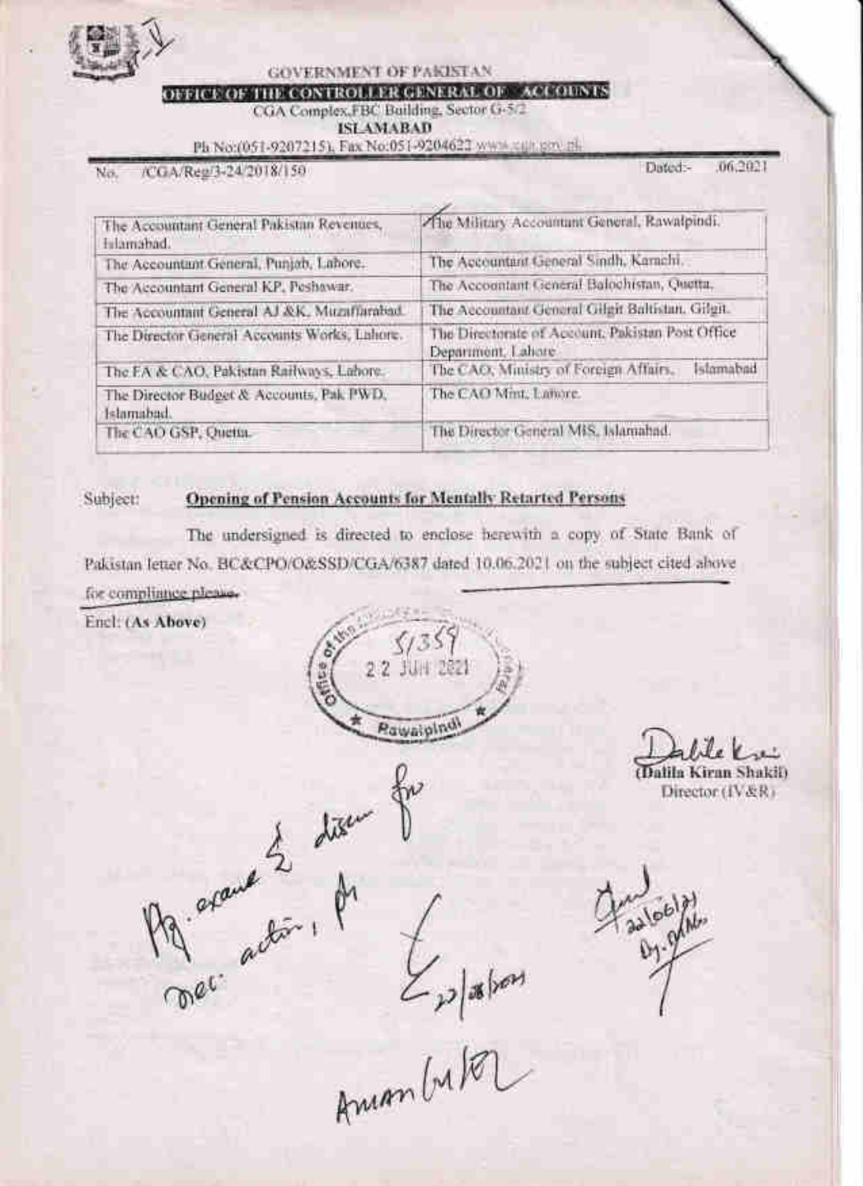GOVERNMENT OF PAKISTAN

**OFFICE OF THE CONTROLLER GENERAL OF ACCOUNTS**

CGA Complex,FBC Building, Sector G-5/2

**ISLAMABAD**

Ph No:(051-9207215), Fax No:051-9204622 www.cga.gov.pk

No. /CGA/Reg/3-24/2018/150 Dated:- .06.2021

| | |
|---|---|
| The Accountant General Pakistan Revenues, Islamabad. | The Military Accountant General, Rawalpindi. |
| The Accountant General, Punjab, Lahore. | The Accountant General Sindh, Karachi. |
| The Accountant General KP, Peshawar. | The Accountant General Balochistan, Quetta. |
| The Accountant General AJ &K, Muzaffarabad. | The Accountant General Gilgit Baltistan, Gilgit. |
| The Director General Accounts Works, Lahore. | The Directorate of Account, Pakistan Post Office Department, Lahore |
| The FA & CAO, Pakistan Railways, Lahore. | The CAO, Ministry of Foreign Affairs, Islamabad |
| The Director Budget & Accounts, Pak PWD, Islamabad. | The CAO Mint, Lahore. |
| The CAO GSP, Quetta. | The Director General MIS, Islamabad. |

Subject: **Opening of Pension Accounts for Mentally Retarted Persons**

The undersigned is directed to enclose herewith a copy of State Bank of Pakistan letter No. BC&CPO/O&SSD/CGA/6387 dated 10.06.2021 on the subject cited above for compliance please.

Encl: (**As Above**)

Office of the Military Accountant General Rawalpindi — 5/359 — 22 JUN 2021

(Dalila Kiran Shakil)
Director (IV&R)

Pl. examine & discuss for nec. action, pl.

22/06/2021

Aman (M) FR

22/06/21
Dy. MAG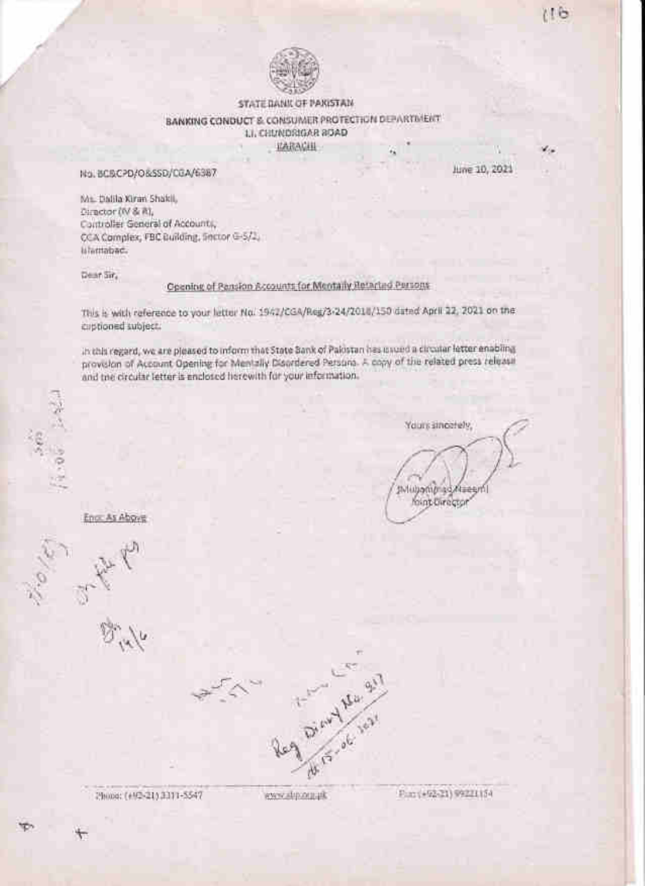STATE BANK OF PAKISTAN

BANKING CONDUCT & CONSUMER PROTECTION DEPARTMENT

I.I. CHUNDRIGAR ROAD

KARACHI

No. BC&CPD/O&SSD/CGA/6387

June 10, 2021

Ms. Dalila Kiran Shakil,
Director (IV & R),
Controller General of Accounts,
CGA Complex, FBC Building, Sector G-5/2,
Islamabad.

Dear Sir,

**Opening of Pension Accounts for Mentally Retarded Persons**

This is with reference to your letter No. 1942/CGA/Reg/3-24/2018/150 dated April 22, 2021 on the captioned subject.

In this regard, we are pleased to inform that State Bank of Pakistan has issued a circular letter enabling provision of Account Opening for Mentally Disordered Persons. A copy of the related press release and the circular letter is enclosed herewith for your information.

Yours sincerely,

(Muhammad Naeem)
Joint Director

Encl: As Above

On file pls

Reg Diary No. 917 dt 15-06-2021

Phone: (+92-21) 3311-5547 www.sbp.org.pk Fax: (+92-21) 99221154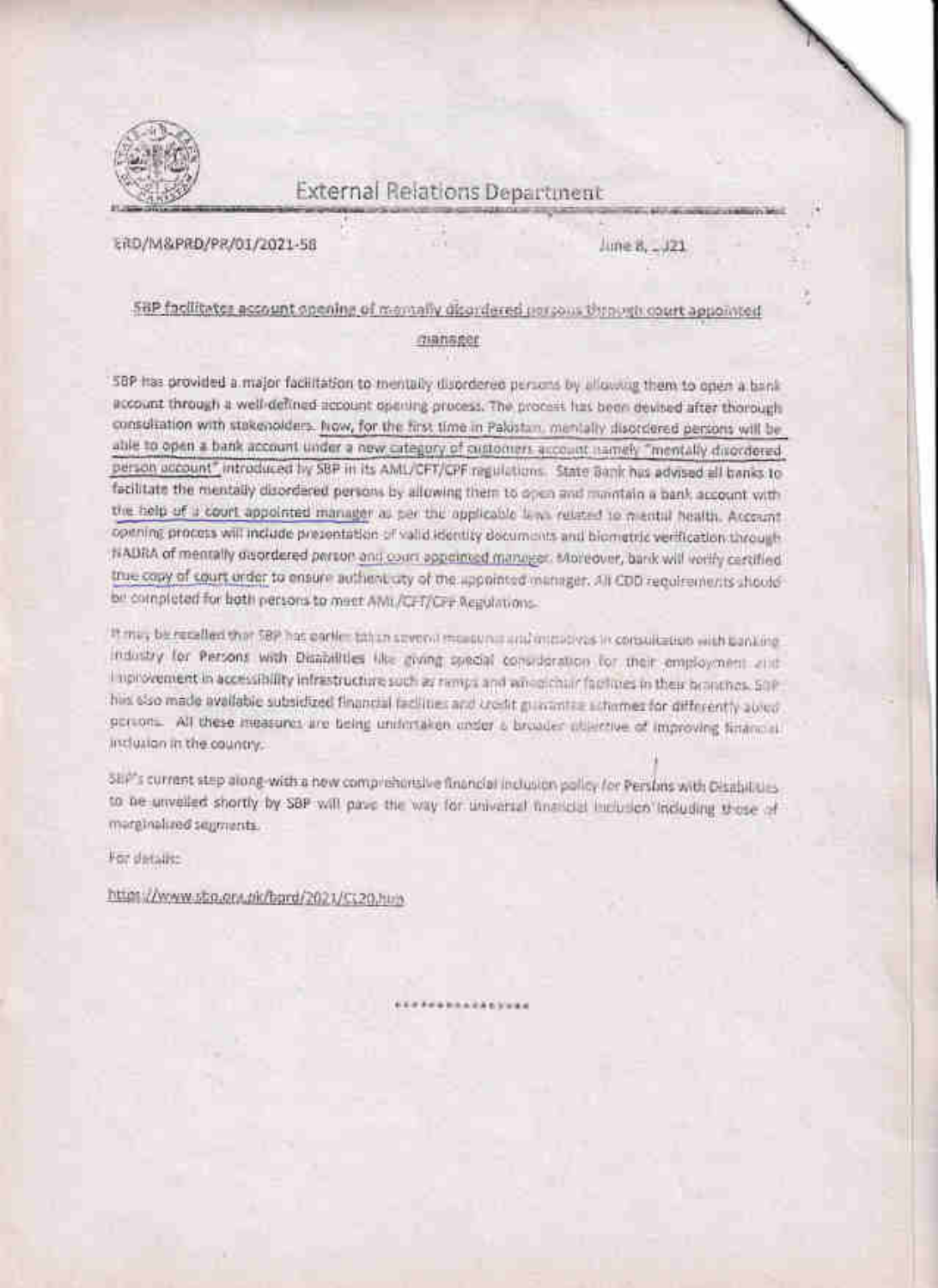# External Relations Department

ERD/M&PRD/PR/01/2021-58

June 8, _)21

## SBP facilitates account opening of mentally disordered persons through court appointed manager

SBP has provided a major facilitation to mentally disordered persons by allowing them to open a bank account through a well-defined account opening process. The process has been devised after thorough consultation with stakeholders. Now, for the first time in Pakistan, mentally disordered persons will be able to open a bank account under a new category of customers account namely "mentally disordered person account" introduced by SBP in its AML/CFT/CPF regulations. State Bank has advised all banks to facilitate the mentally disordered persons by allowing them to open and maintain a bank account with the help of a court appointed manager as per the applicable laws related to mental health. Account opening process will include presentation of valid identity documents and biometric verification through NADRA of mentally disordered person and court appointed manager. Moreover, bank will verify certified true copy of court order to ensure authenticity of the appointed manager. All CDD requirements should be completed for both persons to meet AML/CFT/CPF Regulations.

It may be recalled that SBP has earlier taken several measures and initiatives in consultation with banking industry for Persons with Disabilities like giving special consideration for their employment and improvement in accessibility infrastructure such as ramps and wheelchair facilities in their branches. SBP has also made available subsidized financial facilities and credit guarantee schemes for differently abled persons. All these measures are being undertaken under a broader objective of improving financial inclusion in the country.

SBP's current step along with a new comprehensive financial inclusion policy for Persons with Disabilities to be unveiled shortly by SBP will pave the way for universal financial inclusion including those of marginalized segments.

For details:

https://www.sbp.org.pk/bprd/2021/C120.htm

\*\*\*\*\*\*\*\*\*\*\*\*\*\*\*\*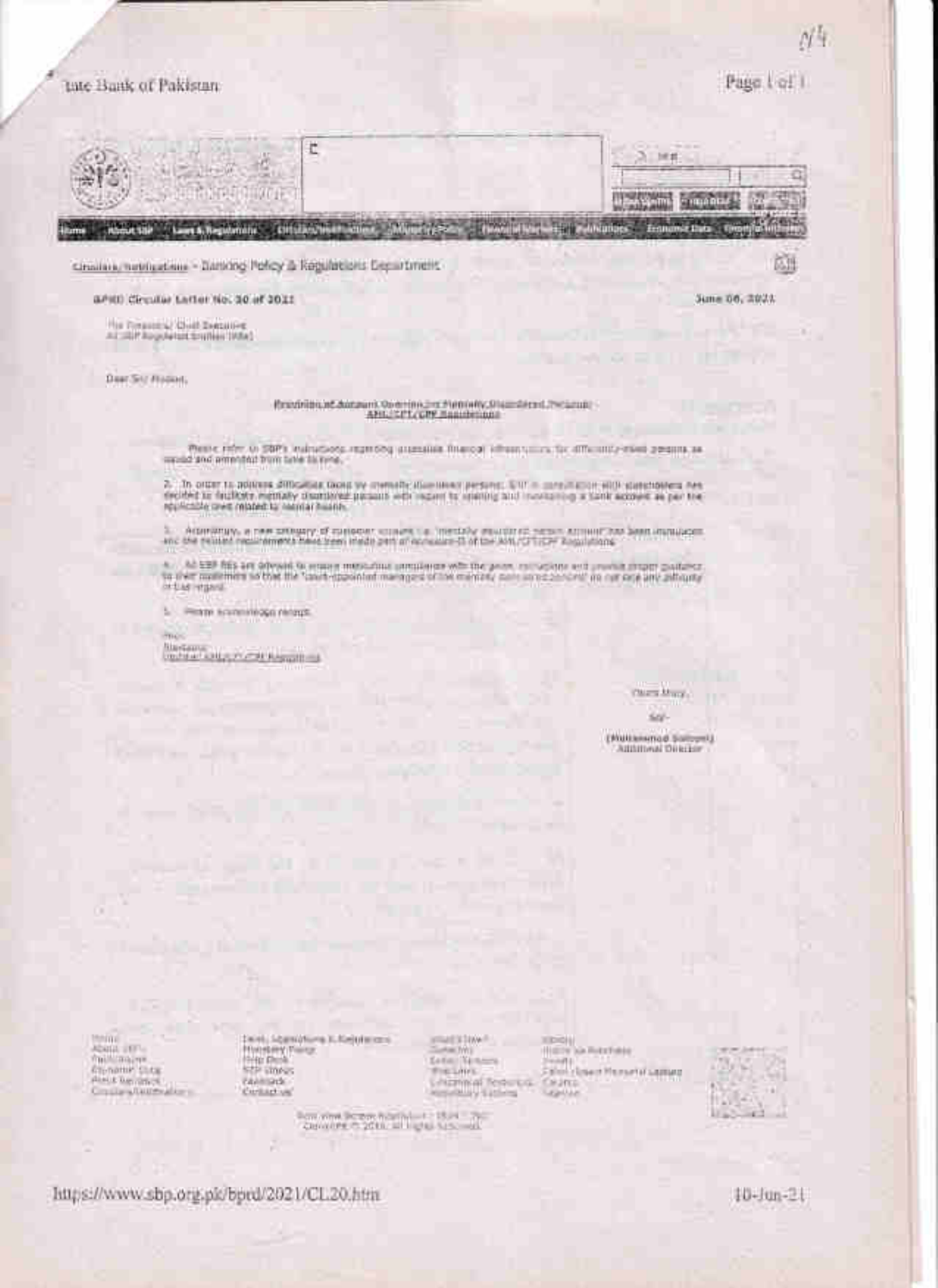Circulars/Notifications - Banking Policy & Regulations Department

**BPRD Circular Letter No. 20 of 2021**

**June 08, 2021**

The Presidents/ Chief Executives
All SBP Regulated Entities (REs)

Dear Sir/ Madam,

**Provision of Account Opening for Mentally Disordered Persons- AML/CFT/CPF Regulations**

Please refer to SBP's instructions regarding accessible financial infrastructure for differently-abled persons as issued and amended from time to time.

2. In order to address difficulties faced by mentally disordered persons, SBP in consultation with stakeholders has decided to facilitate mentally disordered persons with regard to opening and maintaining a bank account as per the applicable laws related to mental health.

3. Accordingly, a new category of customer account i.e. 'mentally disordered person Account' has been introduced and the revised requirements have been made part of Annexure-II of the AML/CFT/CPF Regulations.

4. All SBP REs are advised to ensure meticulous compliance with the given instructions and provide proper guidance to their customers so that the 'court-appointed managers of the mentally disordered persons' do not face any difficulty in this regard.

5. Please acknowledge receipt.

Encl:
Revised
Updated AML/CFT/CPF Regulations

Yours truly,

Sd/-

**(Muhammad Saleem)**
Additional Director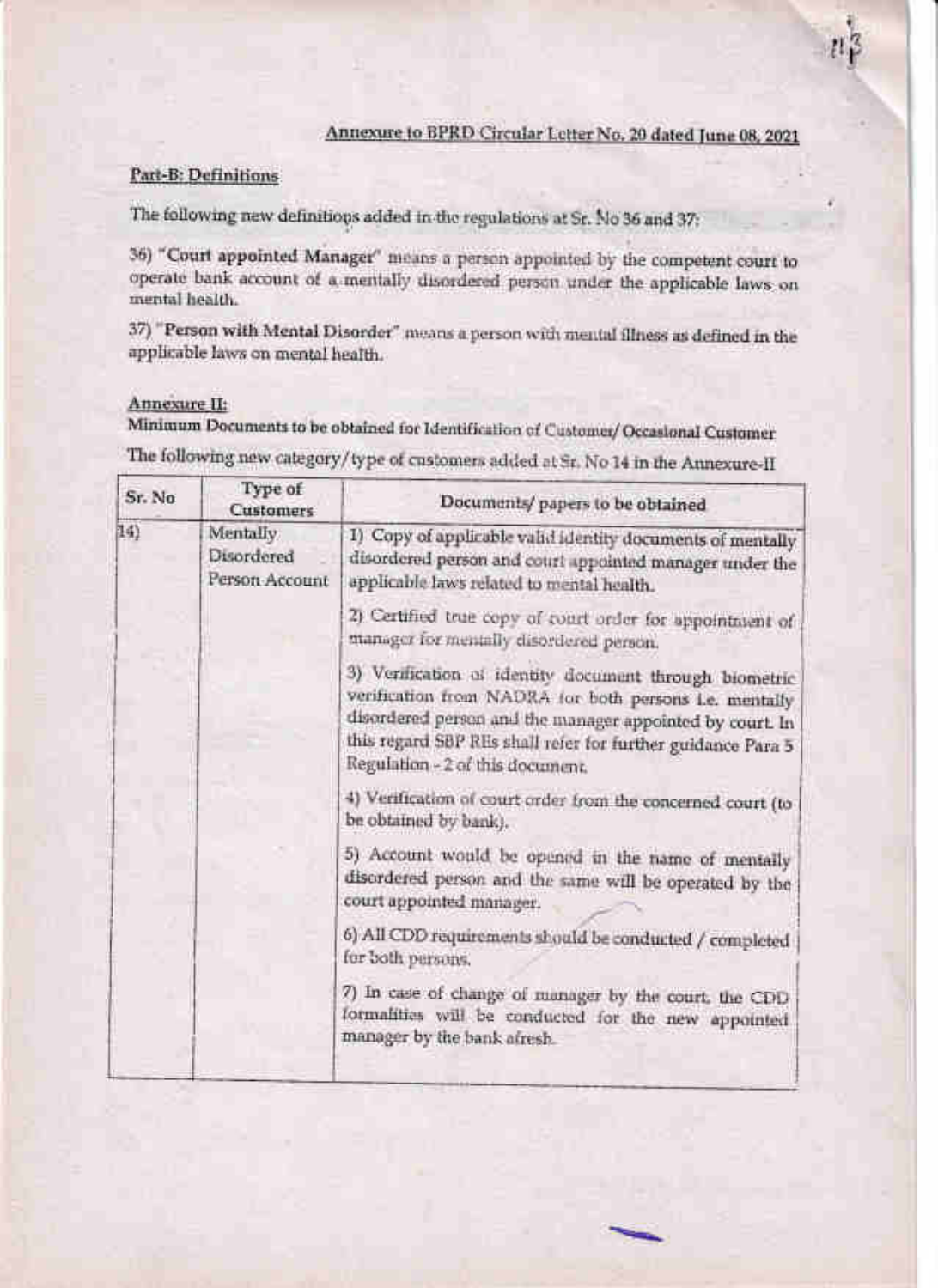Annexure to BPRD Circular Letter No. 20 dated June 08, 2021

**Part-B: Definitions**

The following new definitions added in the regulations at Sr. No 36 and 37:

36) "**Court appointed Manager**" means a person appointed by the competent court to operate bank account of a mentally disordered person under the applicable laws on mental health.

37) "**Person with Mental Disorder**" means a person with mental illness as defined in the applicable laws on mental health.

**Annexure II:**

**Minimum Documents to be obtained for Identification of Customer/ Occasional Customer**

The following new category/type of customers added at Sr. No 14 in the Annexure-II

| Sr. No | Type of Customers | Documents/ papers to be obtained |
|---|---|---|
| 14) | Mentally Disordered Person Account | 1) Copy of applicable valid identity documents of mentally disordered person and court appointed manager under the applicable laws related to mental health. |
| | | 2) Certified true copy of court order for appointment of manager for mentally disordered person. |
| | | 3) Verification of identity document through biometric verification from NADRA for both persons i.e. mentally disordered person and the manager appointed by court. In this regard SBP REs shall refer for further guidance Para 5 Regulation - 2 of this document. |
| | | 4) Verification of court order from the concerned court (to be obtained by bank). |
| | | 5) Account would be opened in the name of mentally disordered person and the same will be operated by the court appointed manager. |
| | | 6) All CDD requirements should be conducted / completed for both persons. |
| | | 7) In case of change of manager by the court, the CDD formalities will be conducted for the new appointed manager by the bank afresh. |